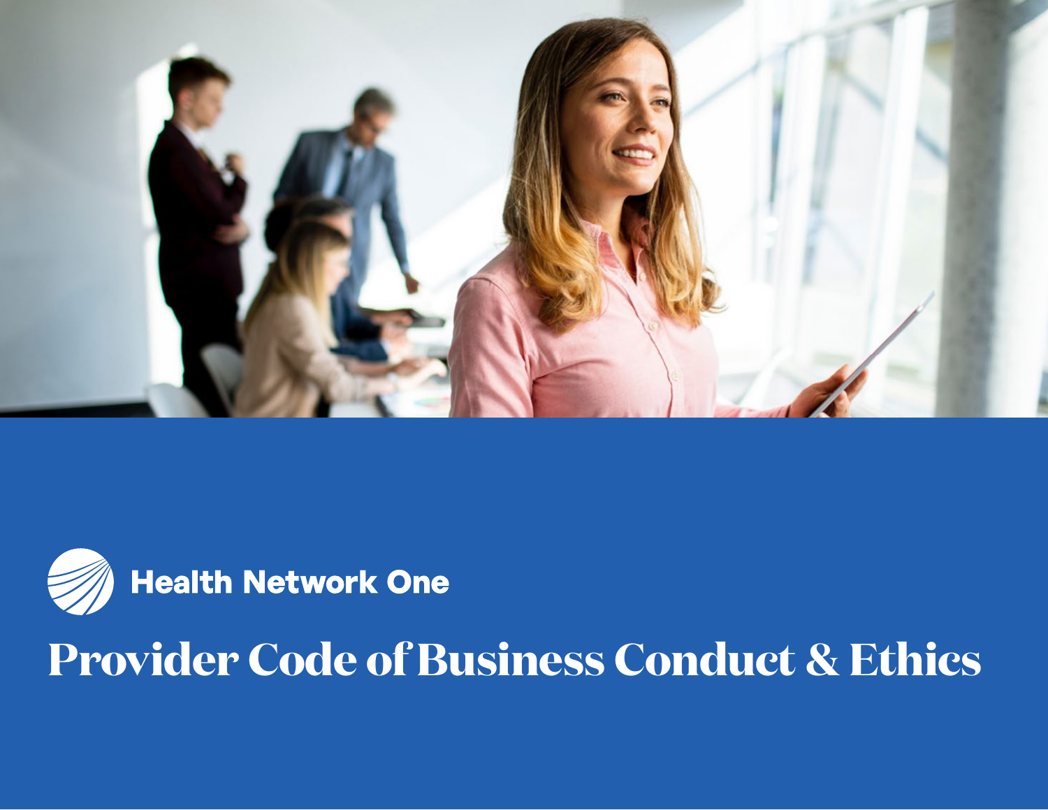Health Network One

# Provider Code of Business Conduct & Ethics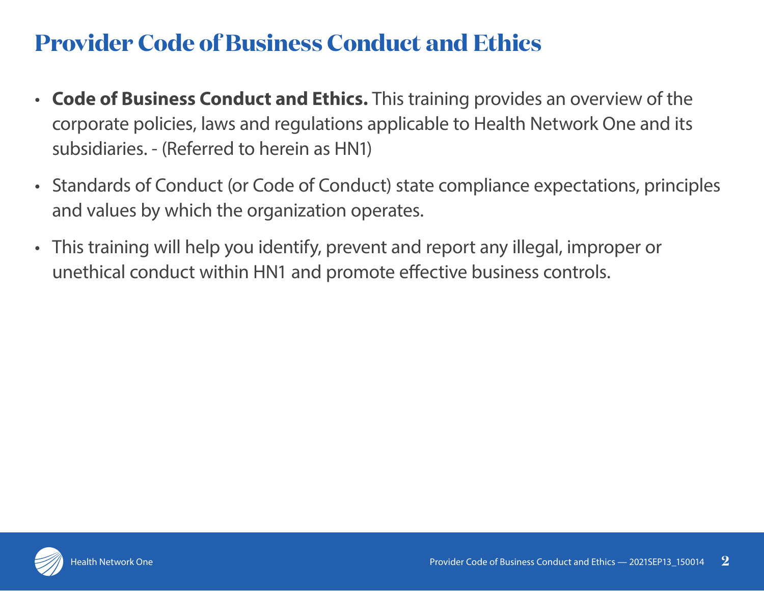# Provider Code of Business Conduct and Ethics

- **Code of Business Conduct and Ethics.** This training provides an overview of the corporate policies, laws and regulations applicable to Health Network One and its subsidiaries. - (Referred to herein as HN1)
- Standards of Conduct (or Code of Conduct) state compliance expectations, principles and values by which the organization operates.
- This training will help you identify, prevent and report any illegal, improper or unethical conduct within HN1 and promote effective business controls.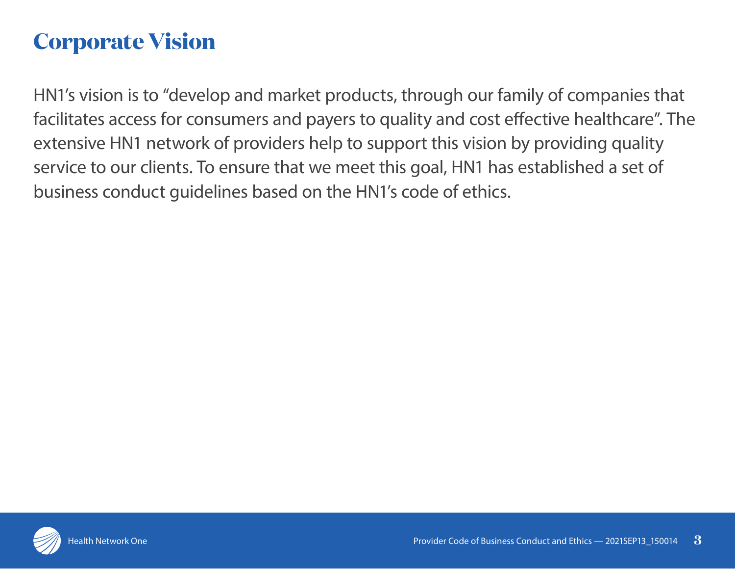# Corporate Vision

HN1's vision is to "develop and market products, through our family of companies that facilitates access for consumers and payers to quality and cost effective healthcare". The extensive HN1 network of providers help to support this vision by providing quality service to our clients. To ensure that we meet this goal, HN1 has established a set of business conduct guidelines based on the HN1's code of ethics.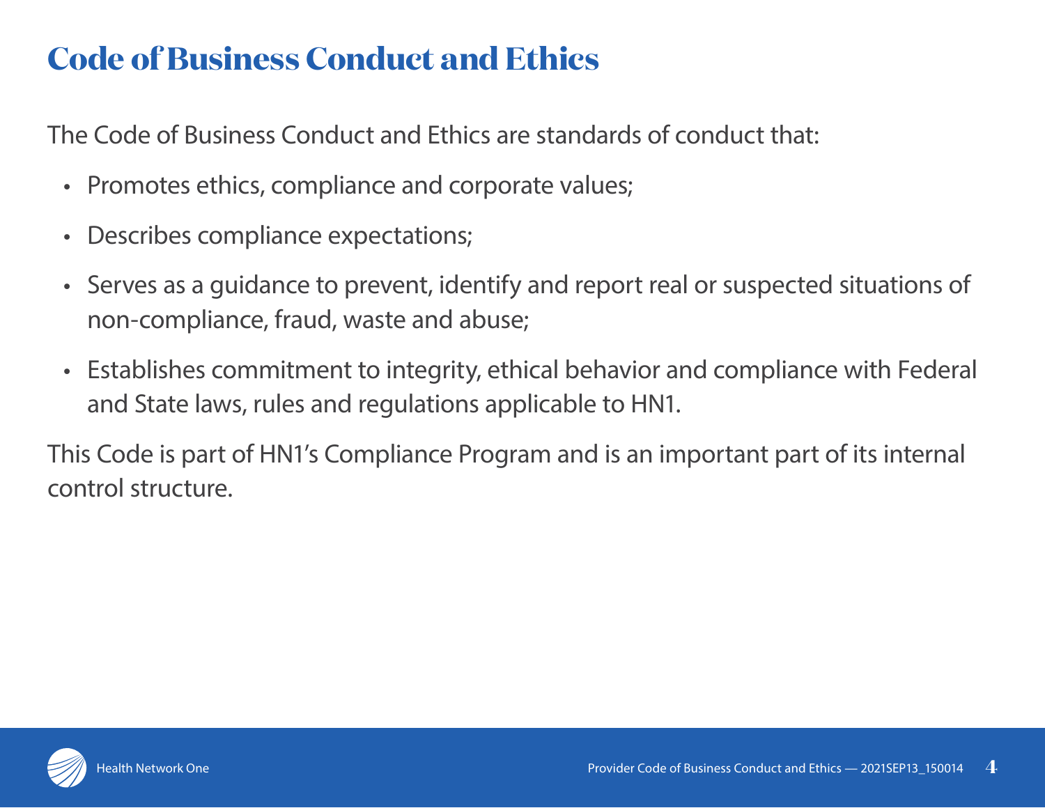# Code of Business Conduct and Ethics

The Code of Business Conduct and Ethics are standards of conduct that:

- Promotes ethics, compliance and corporate values;
- Describes compliance expectations;
- Serves as a guidance to prevent, identify and report real or suspected situations of non-compliance, fraud, waste and abuse;
- Establishes commitment to integrity, ethical behavior and compliance with Federal and State laws, rules and regulations applicable to HN1.

This Code is part of HN1's Compliance Program and is an important part of its internal control structure.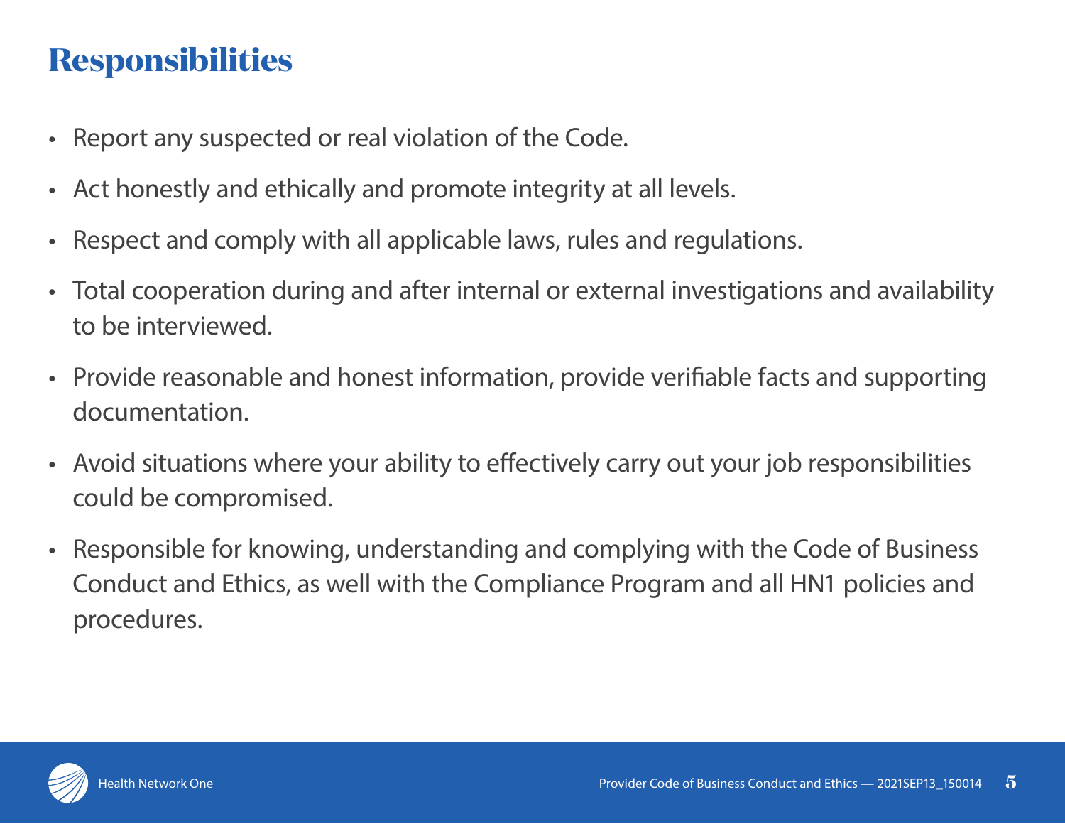# Responsibilities

- Report any suspected or real violation of the Code.
- Act honestly and ethically and promote integrity at all levels.
- Respect and comply with all applicable laws, rules and regulations.
- Total cooperation during and after internal or external investigations and availability to be interviewed.
- Provide reasonable and honest information, provide verifiable facts and supporting documentation.
- Avoid situations where your ability to effectively carry out your job responsibilities could be compromised.
- Responsible for knowing, understanding and complying with the Code of Business Conduct and Ethics, as well with the Compliance Program and all HN1 policies and procedures.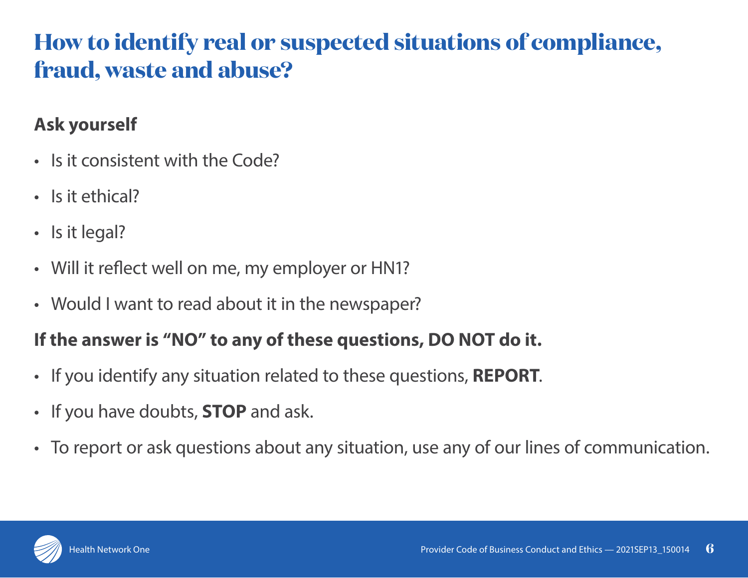# How to identify real or suspected situations of compliance, fraud, waste and abuse?

**Ask yourself**

- Is it consistent with the Code?
- Is it ethical?
- Is it legal?
- Will it reflect well on me, my employer or HN1?
- Would I want to read about it in the newspaper?

**If the answer is "NO" to any of these questions, DO NOT do it.**

- If you identify any situation related to these questions, **REPORT**.
- If you have doubts, **STOP** and ask.
- To report or ask questions about any situation, use any of our lines of communication.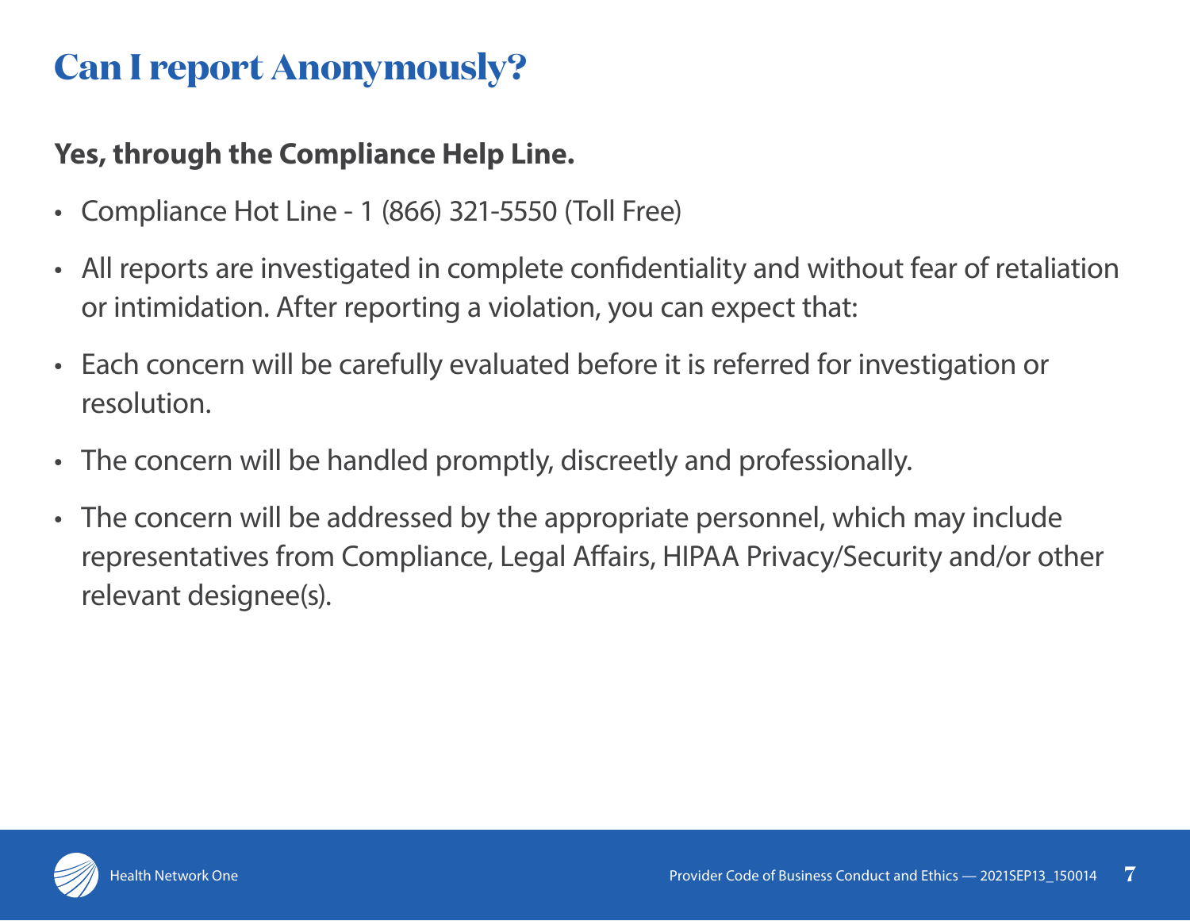# Can I report Anonymously?

**Yes, through the Compliance Help Line.**

- Compliance Hot Line - 1 (866) 321-5550 (Toll Free)
- All reports are investigated in complete confidentiality and without fear of retaliation or intimidation. After reporting a violation, you can expect that:
- Each concern will be carefully evaluated before it is referred for investigation or resolution.
- The concern will be handled promptly, discreetly and professionally.
- The concern will be addressed by the appropriate personnel, which may include representatives from Compliance, Legal Affairs, HIPAA Privacy/Security and/or other relevant designee(s).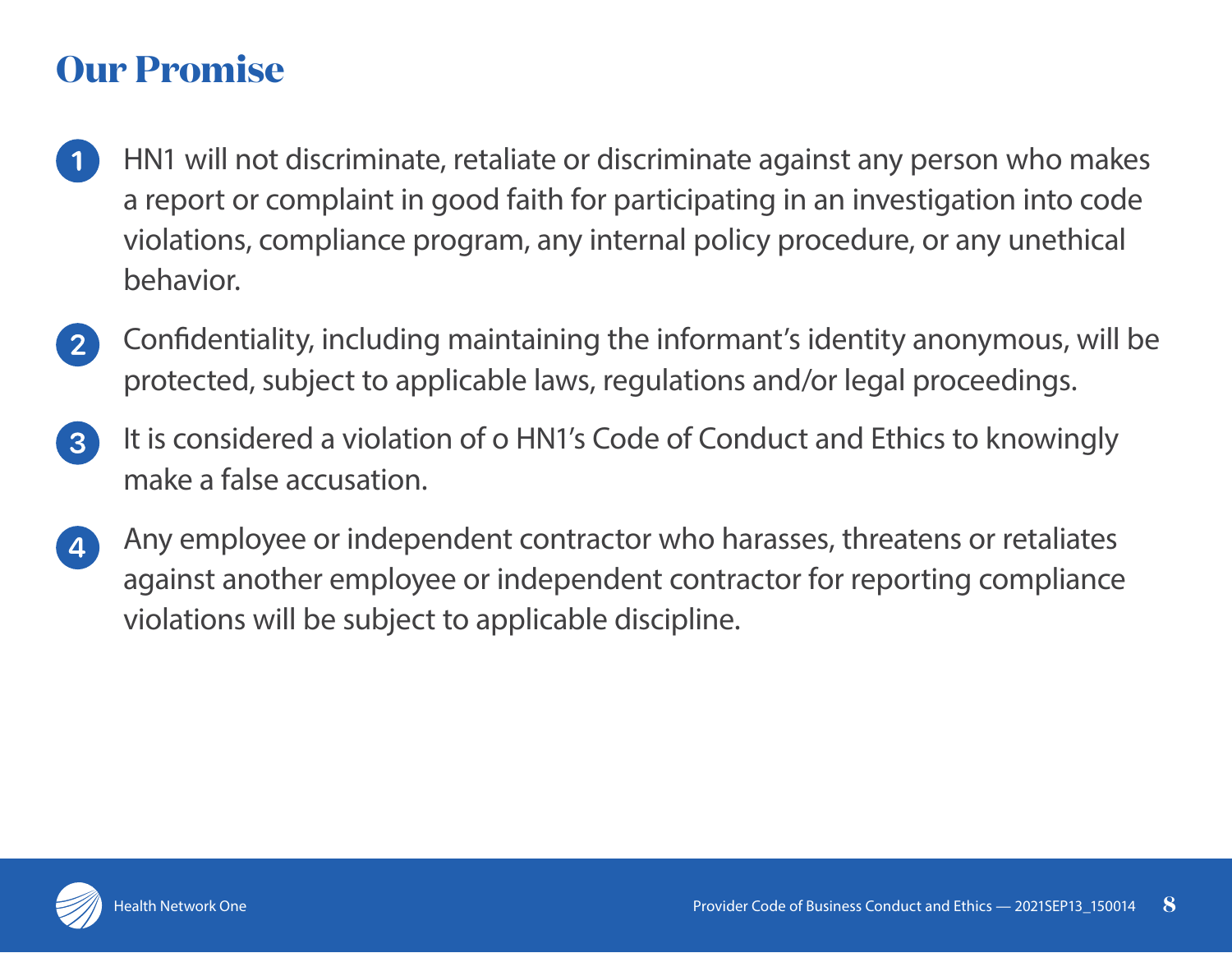# Our Promise

1. HN1 will not discriminate, retaliate or discriminate against any person who makes a report or complaint in good faith for participating in an investigation into code violations, compliance program, any internal policy procedure, or any unethical behavior.
2. Confidentiality, including maintaining the informant's identity anonymous, will be protected, subject to applicable laws, regulations and/or legal proceedings.
3. It is considered a violation of o HN1's Code of Conduct and Ethics to knowingly make a false accusation.
4. Any employee or independent contractor who harasses, threatens or retaliates against another employee or independent contractor for reporting compliance violations will be subject to applicable discipline.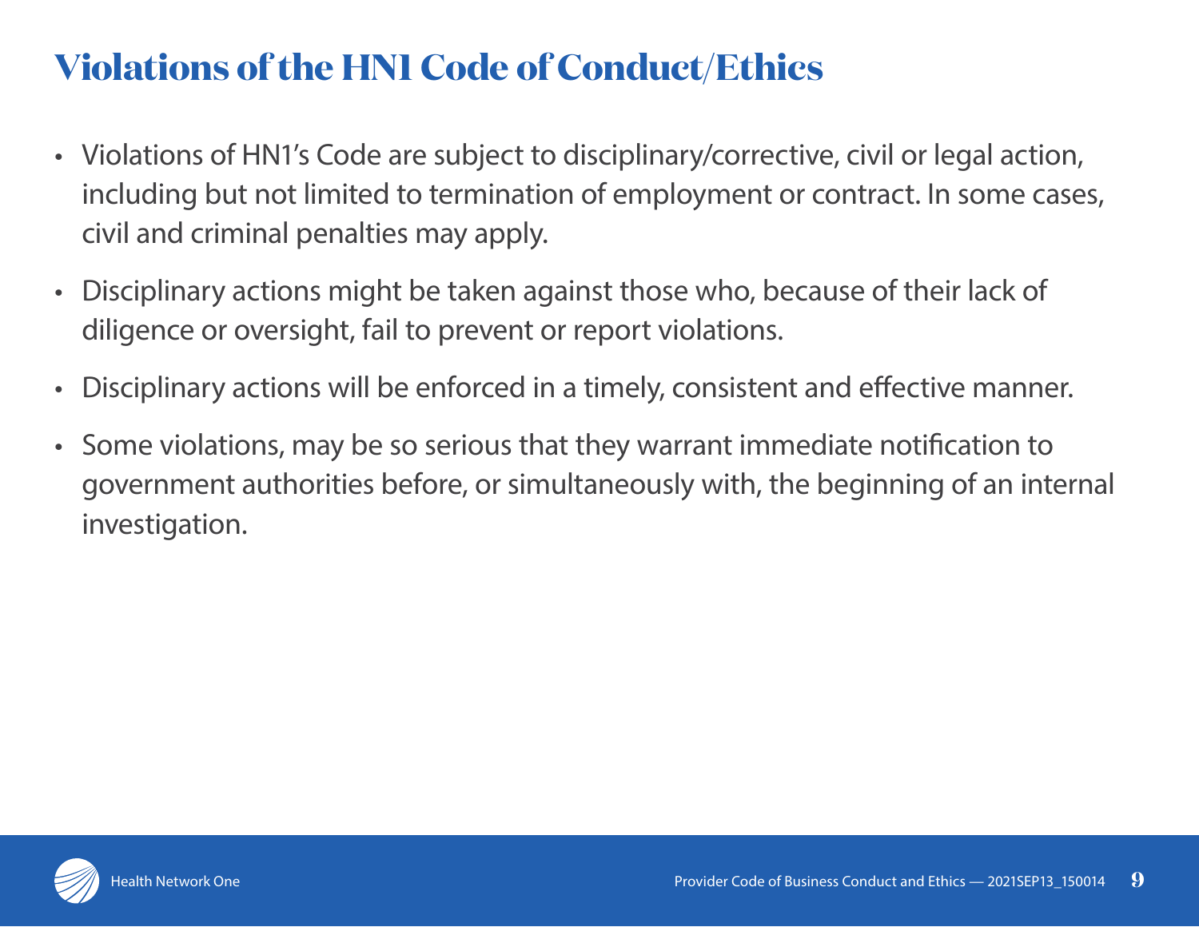# Violations of the HN1 Code of Conduct/Ethics

- Violations of HN1's Code are subject to disciplinary/corrective, civil or legal action, including but not limited to termination of employment or contract. In some cases, civil and criminal penalties may apply.
- Disciplinary actions might be taken against those who, because of their lack of diligence or oversight, fail to prevent or report violations.
- Disciplinary actions will be enforced in a timely, consistent and effective manner.
- Some violations, may be so serious that they warrant immediate notification to government authorities before, or simultaneously with, the beginning of an internal investigation.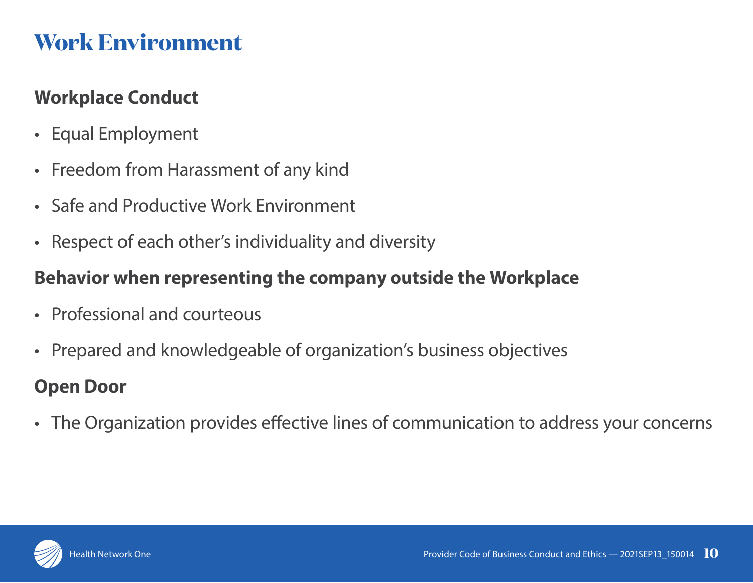# Work Environment

## Workplace Conduct

- Equal Employment
- Freedom from Harassment of any kind
- Safe and Productive Work Environment
- Respect of each other's individuality and diversity

## Behavior when representing the company outside the Workplace

- Professional and courteous
- Prepared and knowledgeable of organization's business objectives

## Open Door

- The Organization provides effective lines of communication to address your concerns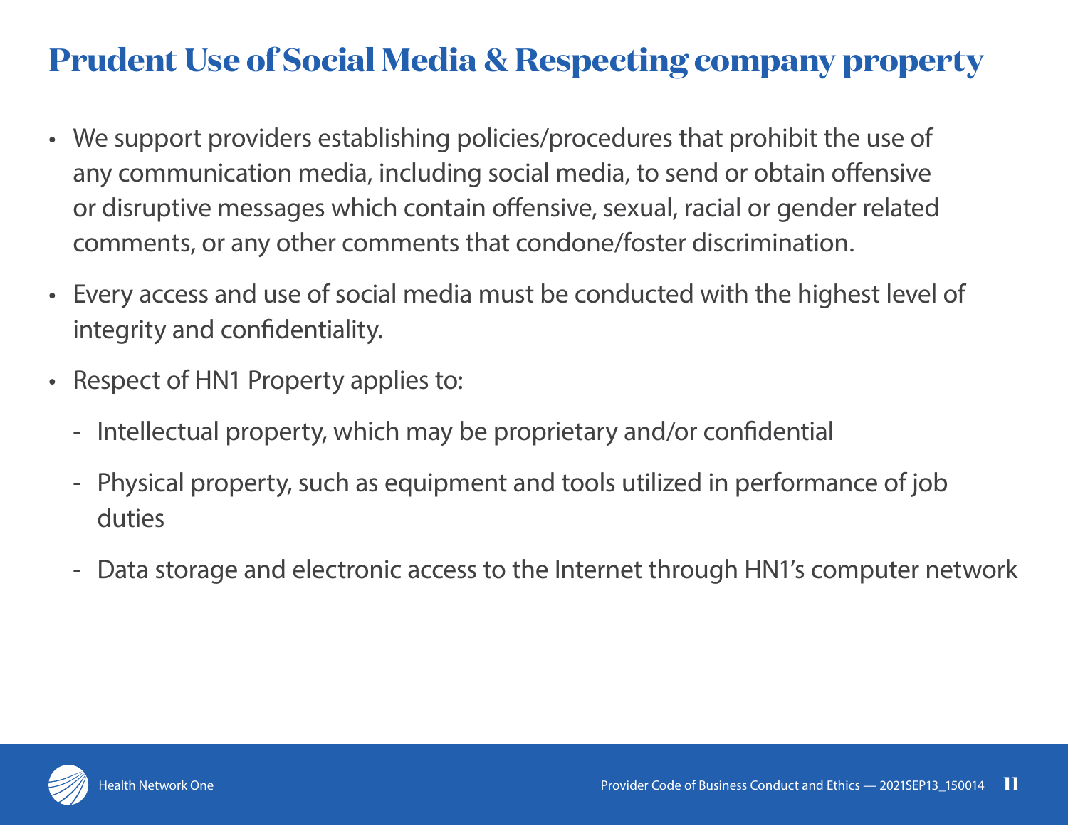# Prudent Use of Social Media & Respecting company property

- We support providers establishing policies/procedures that prohibit the use of any communication media, including social media, to send or obtain offensive or disruptive messages which contain offensive, sexual, racial or gender related comments, or any other comments that condone/foster discrimination.
- Every access and use of social media must be conducted with the highest level of integrity and confidentiality.
- Respect of HN1 Property applies to:
  - Intellectual property, which may be proprietary and/or confidential
  - Physical property, such as equipment and tools utilized in performance of job duties
  - Data storage and electronic access to the Internet through HN1's computer network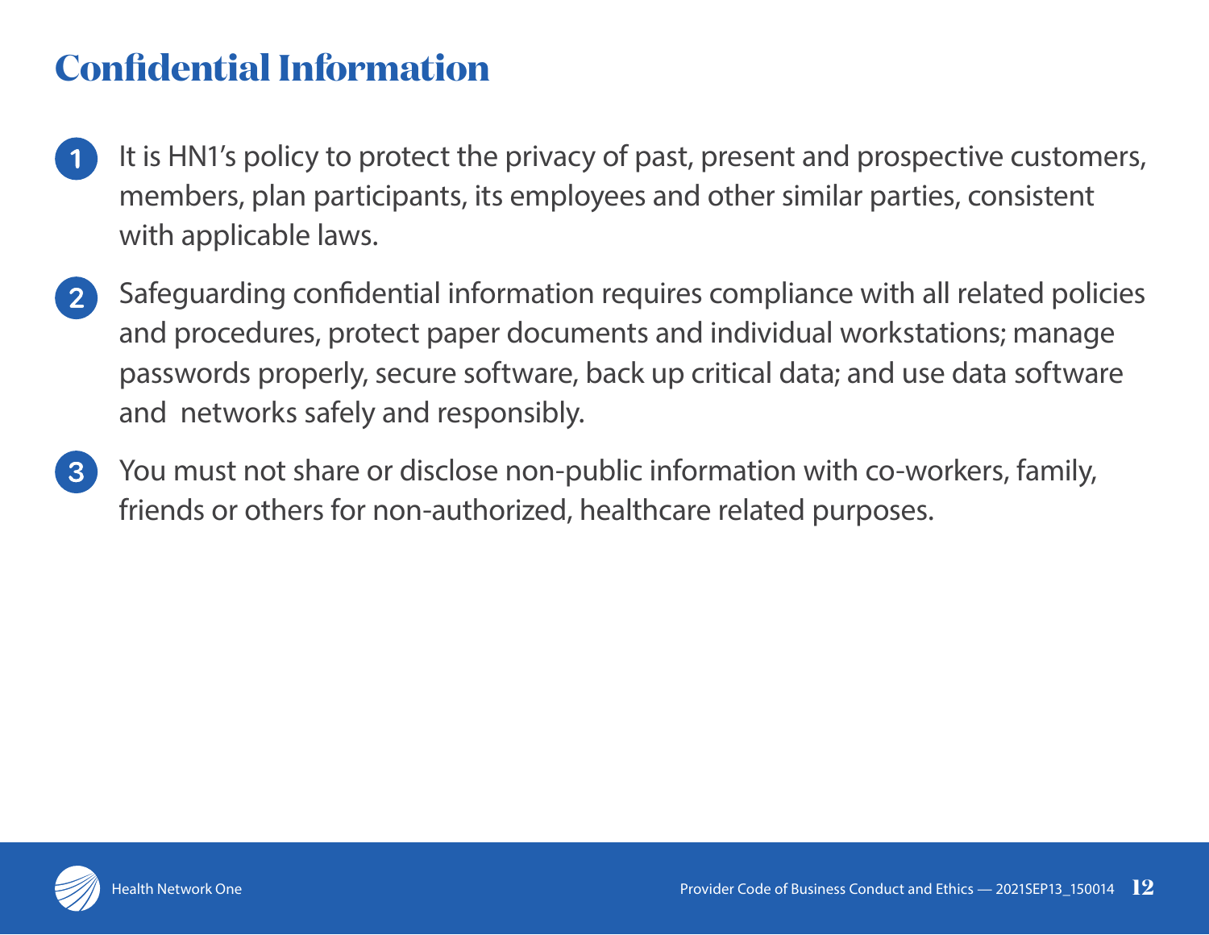# Confidential Information

1. It is HN1's policy to protect the privacy of past, present and prospective customers, members, plan participants, its employees and other similar parties, consistent with applicable laws.
2. Safeguarding confidential information requires compliance with all related policies and procedures, protect paper documents and individual workstations; manage passwords properly, secure software, back up critical data; and use data software and networks safely and responsibly.
3. You must not share or disclose non-public information with co-workers, family, friends or others for non-authorized, healthcare related purposes.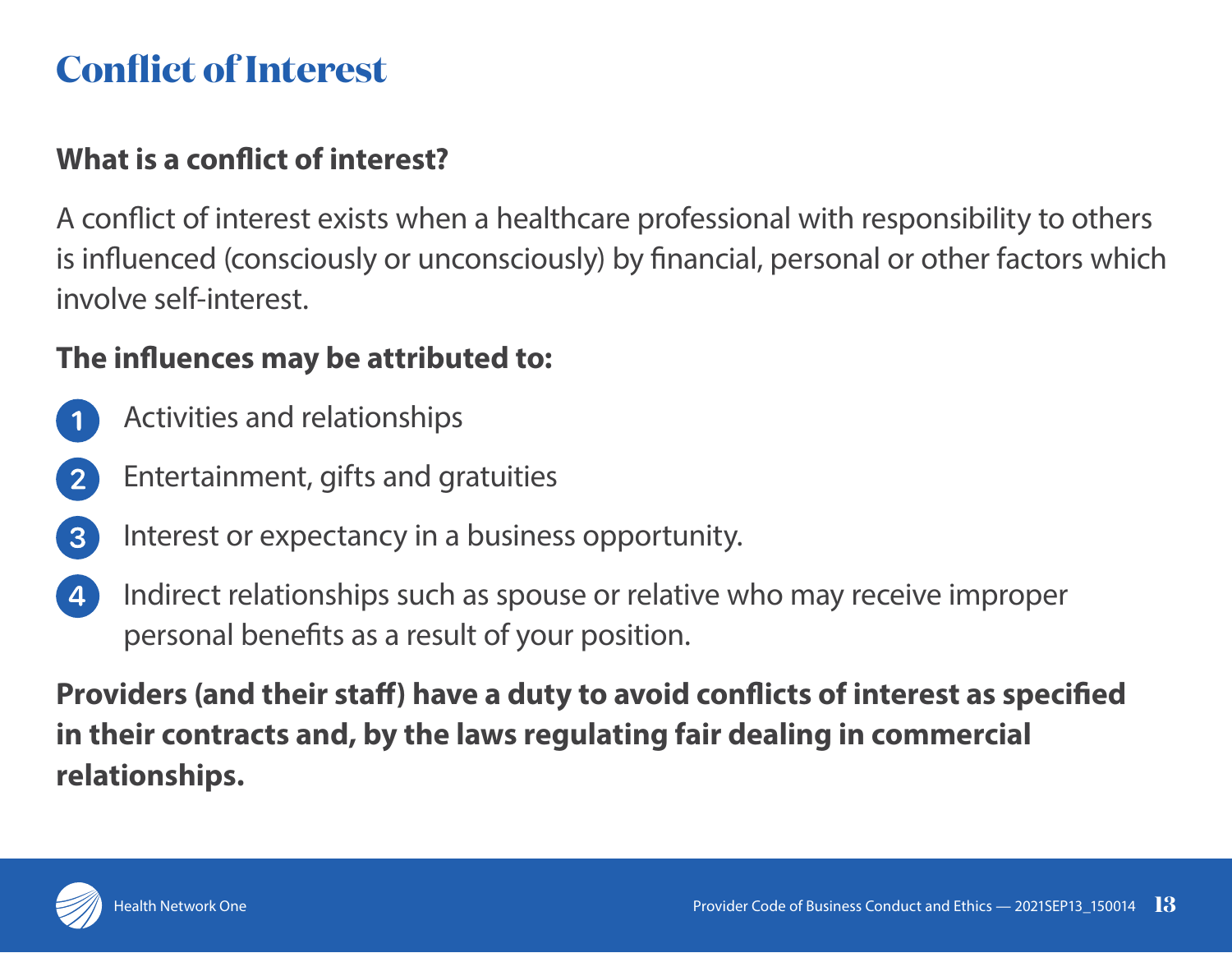# Conflict of Interest

**What is a conflict of interest?**

A conflict of interest exists when a healthcare professional with responsibility to others is influenced (consciously or unconsciously) by financial, personal or other factors which involve self-interest.

**The influences may be attributed to:**

1. Activities and relationships
2. Entertainment, gifts and gratuities
3. Interest or expectancy in a business opportunity.
4. Indirect relationships such as spouse or relative who may receive improper personal benefits as a result of your position.

**Providers (and their staff) have a duty to avoid conflicts of interest as specified in their contracts and, by the laws regulating fair dealing in commercial relationships.**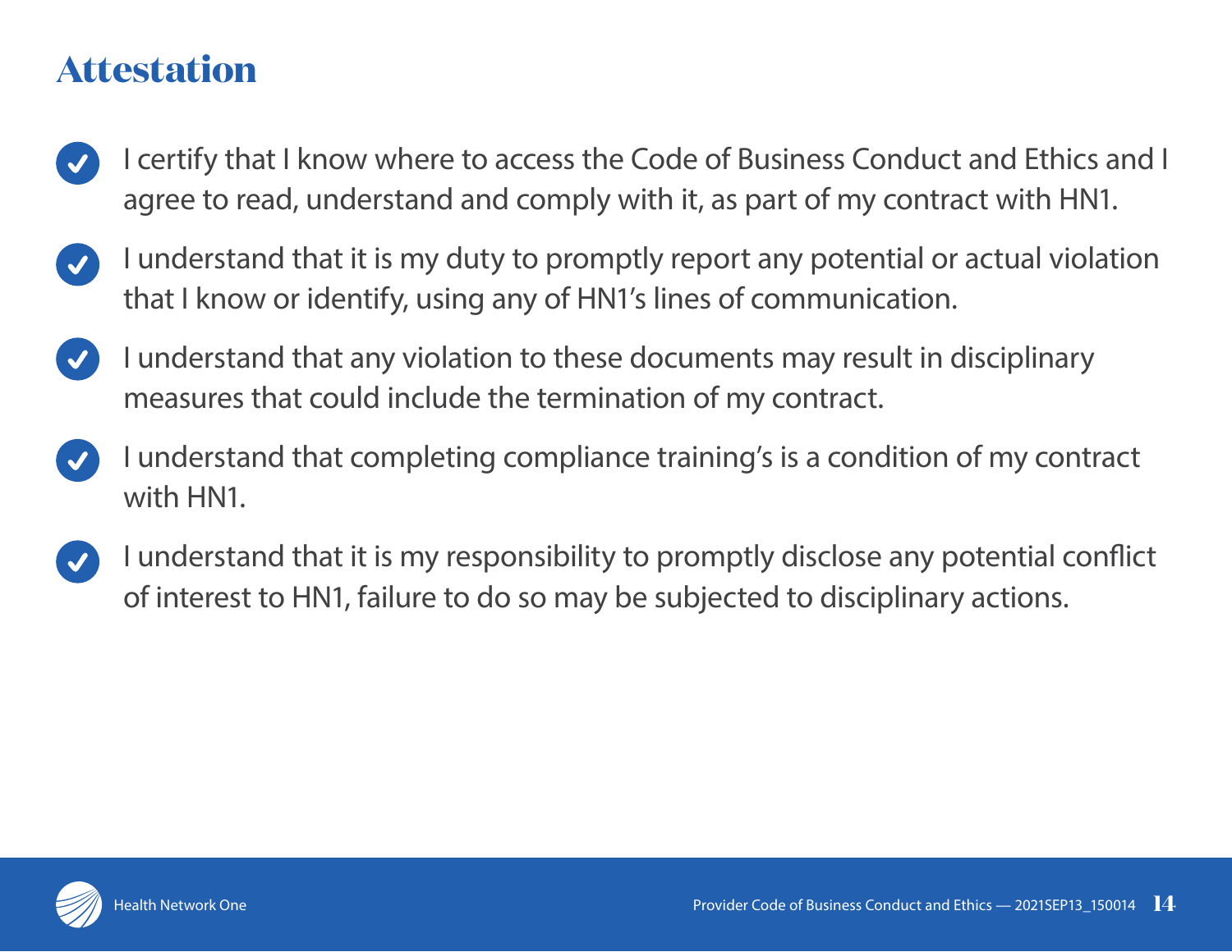# Attestation

- I certify that I know where to access the Code of Business Conduct and Ethics and I agree to read, understand and comply with it, as part of my contract with HN1.
- I understand that it is my duty to promptly report any potential or actual violation that I know or identify, using any of HN1's lines of communication.
- I understand that any violation to these documents may result in disciplinary measures that could include the termination of my contract.
- I understand that completing compliance training's is a condition of my contract with HN1.
- I understand that it is my responsibility to promptly disclose any potential conflict of interest to HN1, failure to do so may be subjected to disciplinary actions.